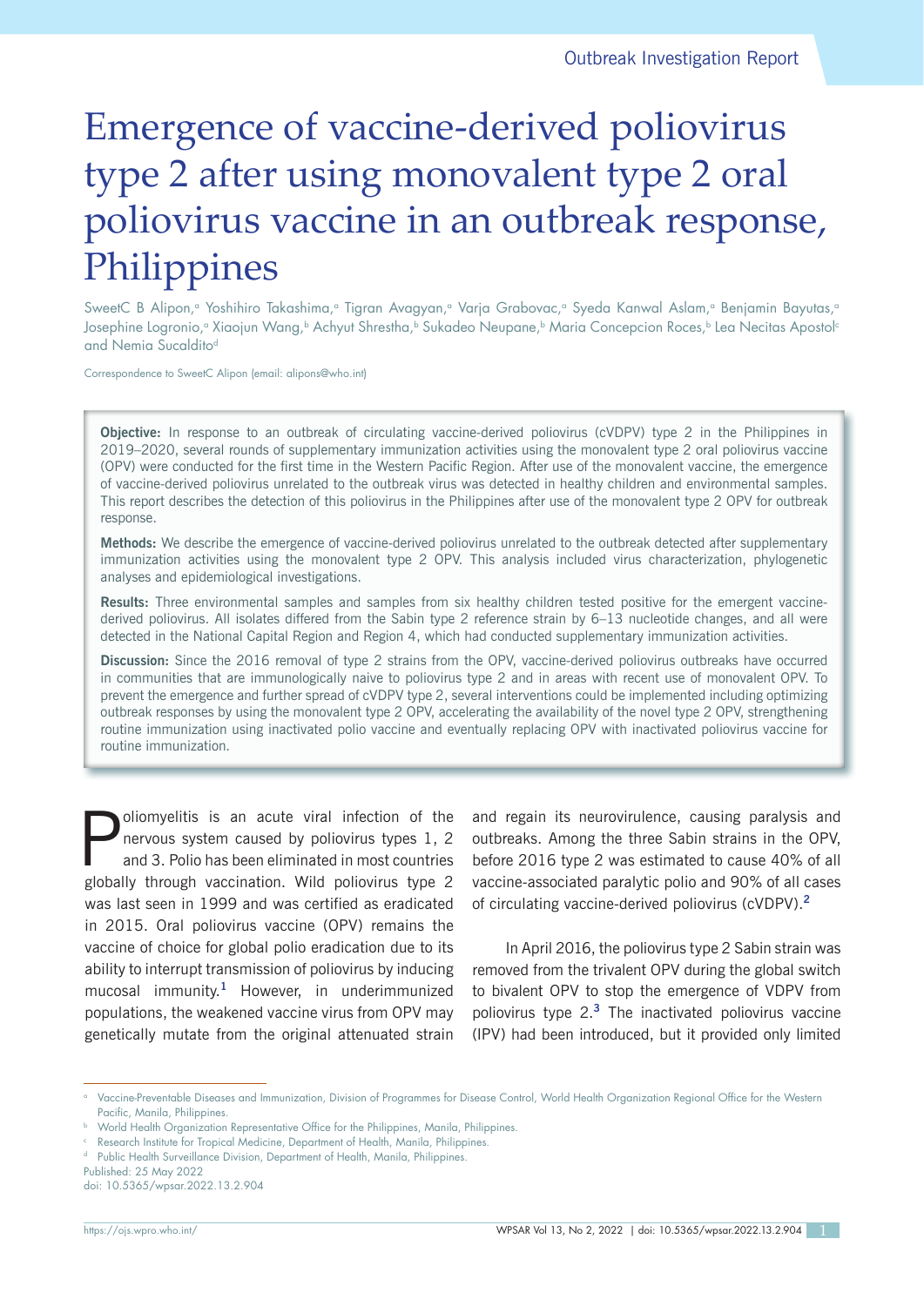Outbreak Investigation Report

# Emergence of vaccine-derived poliovirus type 2 after using monovalent type 2 oral poliovirus vaccine in an outbreak response, Philippines

SweetC B Alipon,[a] Yoshihiro Takashima,[a] Tigran Avagyan,[a] Varja Grabovac,[a] Syeda Kanwal Aslam,[a] Benjamin Bayutas,[a] Josephine Logronio,[a] Xiaojun Wang,[b] Achyut Shrestha,[b] Sukadeo Neupane,[b] Maria Concepcion Roces,[b] Lea Necitas Apostol[c] and Nemia Sucaldito[d]

Correspondence to SweetC Alipon (email: alipons@who.int)

**Objective:** In response to an outbreak of circulating vaccine-derived poliovirus (cVDPV) type 2 in the Philippines in 2019–2020, several rounds of supplementary immunization activities using the monovalent type 2 oral poliovirus vaccine (OPV) were conducted for the first time in the Western Pacific Region. After use of the monovalent vaccine, the emergence of vaccine-derived poliovirus unrelated to the outbreak virus was detected in healthy children and environmental samples. This report describes the detection of this poliovirus in the Philippines after use of the monovalent type 2 OPV for outbreak response.

**Methods:** We describe the emergence of vaccine-derived poliovirus unrelated to the outbreak detected after supplementary immunization activities using the monovalent type 2 OPV. This analysis included virus characterization, phylogenetic analyses and epidemiological investigations.

**Results:** Three environmental samples and samples from six healthy children tested positive for the emergent vaccine-derived poliovirus. All isolates differed from the Sabin type 2 reference strain by 6–13 nucleotide changes, and all were detected in the National Capital Region and Region 4, which had conducted supplementary immunization activities.

**Discussion:** Since the 2016 removal of type 2 strains from the OPV, vaccine-derived poliovirus outbreaks have occurred in communities that are immunologically naive to poliovirus type 2 and in areas with recent use of monovalent OPV. To prevent the emergence and further spread of cVDPV type 2, several interventions could be implemented including optimizing outbreak responses by using the monovalent type 2 OPV, accelerating the availability of the novel type 2 OPV, strengthening routine immunization using inactivated polio vaccine and eventually replacing OPV with inactivated poliovirus vaccine for routine immunization.

Poliomyelitis is an acute viral infection of the nervous system caused by poliovirus types 1, 2 and 3. Polio has been eliminated in most countries globally through vaccination. Wild poliovirus type 2 was last seen in 1999 and was certified as eradicated in 2015. Oral poliovirus vaccine (OPV) remains the vaccine of choice for global polio eradication due to its ability to interrupt transmission of poliovirus by inducing mucosal immunity.[1] However, in underimmunized populations, the weakened vaccine virus from OPV may genetically mutate from the original attenuated strain and regain its neurovirulence, causing paralysis and outbreaks. Among the three Sabin strains in the OPV, before 2016 type 2 was estimated to cause 40% of all vaccine-associated paralytic polio and 90% of all cases of circulating vaccine-derived poliovirus (cVDPV).[2]

In April 2016, the poliovirus type 2 Sabin strain was removed from the trivalent OPV during the global switch to bivalent OPV to stop the emergence of VDPV from poliovirus type 2.[3] The inactivated poliovirus vaccine (IPV) had been introduced, but it provided only limited

---

[a] Vaccine-Preventable Diseases and Immunization, Division of Programmes for Disease Control, World Health Organization Regional Office for the Western Pacific, Manila, Philippines.

[b] World Health Organization Representative Office for the Philippines, Manila, Philippines.

[c] Research Institute for Tropical Medicine, Department of Health, Manila, Philippines.

[d] Public Health Surveillance Division, Department of Health, Manila, Philippines.

Published: 25 May 2022

doi: 10.5365/wpsar.2022.13.2.904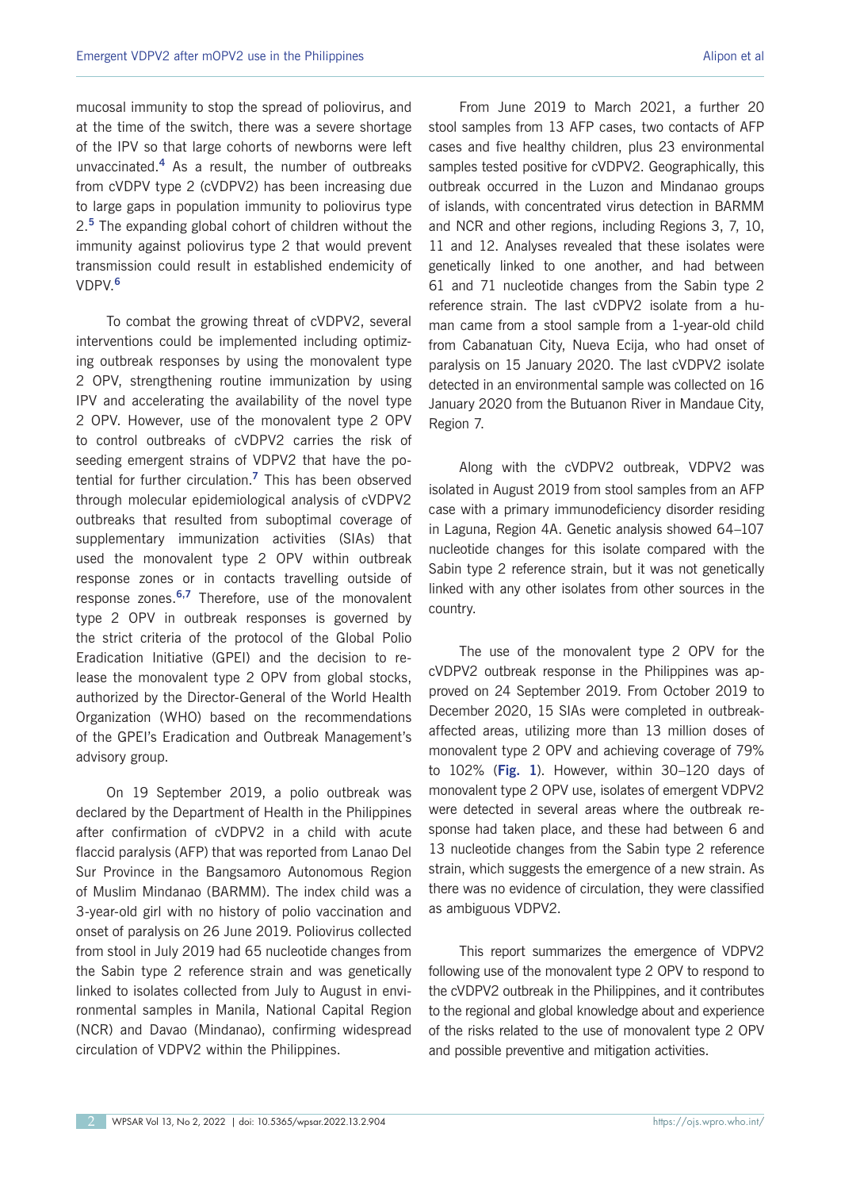mucosal immunity to stop the spread of poliovirus, and at the time of the switch, there was a severe shortage of the IPV so that large cohorts of newborns were left unvaccinated.[4] As a result, the number of outbreaks from cVDPV type 2 (cVDPV2) has been increasing due to large gaps in population immunity to poliovirus type 2.[5] The expanding global cohort of children without the immunity against poliovirus type 2 that would prevent transmission could result in established endemicity of VDPV.[6]

To combat the growing threat of cVDPV2, several interventions could be implemented including optimizing outbreak responses by using the monovalent type 2 OPV, strengthening routine immunization by using IPV and accelerating the availability of the novel type 2 OPV. However, use of the monovalent type 2 OPV to control outbreaks of cVDPV2 carries the risk of seeding emergent strains of VDPV2 that have the potential for further circulation.[7] This has been observed through molecular epidemiological analysis of cVDPV2 outbreaks that resulted from suboptimal coverage of supplementary immunization activities (SIAs) that used the monovalent type 2 OPV within outbreak response zones or in contacts travelling outside of response zones.[6,7] Therefore, use of the monovalent type 2 OPV in outbreak responses is governed by the strict criteria of the protocol of the Global Polio Eradication Initiative (GPEI) and the decision to release the monovalent type 2 OPV from global stocks, authorized by the Director-General of the World Health Organization (WHO) based on the recommendations of the GPEI's Eradication and Outbreak Management's advisory group.

On 19 September 2019, a polio outbreak was declared by the Department of Health in the Philippines after confirmation of cVDPV2 in a child with acute flaccid paralysis (AFP) that was reported from Lanao Del Sur Province in the Bangsamoro Autonomous Region of Muslim Mindanao (BARMM). The index child was a 3-year-old girl with no history of polio vaccination and onset of paralysis on 26 June 2019. Poliovirus collected from stool in July 2019 had 65 nucleotide changes from the Sabin type 2 reference strain and was genetically linked to isolates collected from July to August in environmental samples in Manila, National Capital Region (NCR) and Davao (Mindanao), confirming widespread circulation of VDPV2 within the Philippines.

From June 2019 to March 2021, a further 20 stool samples from 13 AFP cases, two contacts of AFP cases and five healthy children, plus 23 environmental samples tested positive for cVDPV2. Geographically, this outbreak occurred in the Luzon and Mindanao groups of islands, with concentrated virus detection in BARMM and NCR and other regions, including Regions 3, 7, 10, 11 and 12. Analyses revealed that these isolates were genetically linked to one another, and had between 61 and 71 nucleotide changes from the Sabin type 2 reference strain. The last cVDPV2 isolate from a human came from a stool sample from a 1-year-old child from Cabanatuan City, Nueva Ecija, who had onset of paralysis on 15 January 2020. The last cVDPV2 isolate detected in an environmental sample was collected on 16 January 2020 from the Butuanon River in Mandaue City, Region 7.

Along with the cVDPV2 outbreak, VDPV2 was isolated in August 2019 from stool samples from an AFP case with a primary immunodeficiency disorder residing in Laguna, Region 4A. Genetic analysis showed 64–107 nucleotide changes for this isolate compared with the Sabin type 2 reference strain, but it was not genetically linked with any other isolates from other sources in the country.

The use of the monovalent type 2 OPV for the cVDPV2 outbreak response in the Philippines was approved on 24 September 2019. From October 2019 to December 2020, 15 SIAs were completed in outbreak-affected areas, utilizing more than 13 million doses of monovalent type 2 OPV and achieving coverage of 79% to 102% (**Fig. 1**). However, within 30–120 days of monovalent type 2 OPV use, isolates of emergent VDPV2 were detected in several areas where the outbreak response had taken place, and these had between 6 and 13 nucleotide changes from the Sabin type 2 reference strain, which suggests the emergence of a new strain. As there was no evidence of circulation, they were classified as ambiguous VDPV2.

This report summarizes the emergence of VDPV2 following use of the monovalent type 2 OPV to respond to the cVDPV2 outbreak in the Philippines, and it contributes to the regional and global knowledge about and experience of the risks related to the use of monovalent type 2 OPV and possible preventive and mitigation activities.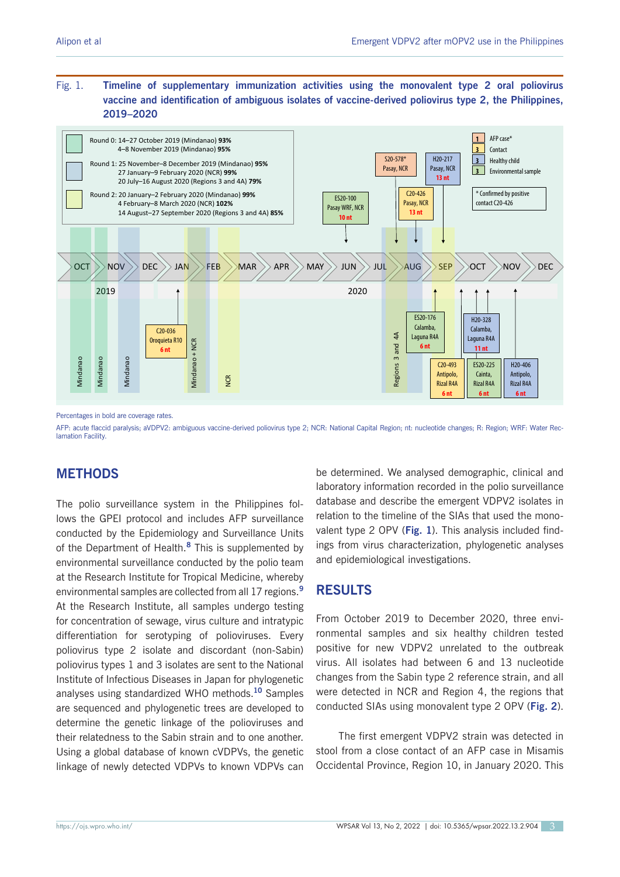Fig. 1. **Timeline of supplementary immunization activities using the monovalent type 2 oral poliovirus vaccine and identification of ambiguous isolates of vaccine-derived poliovirus type 2, the Philippines, 2019–2020**

Round 0: 14–27 October 2019 (Mindanao) **93%**
4–8 November 2019 (Mindanao) **95%**

Round 1: 25 November–8 December 2019 (Mindanao) **95%**
27 January–9 February 2020 (NCR) **99%**
20 July–16 August 2020 (Regions 3 and 4A) **79%**

Round 2: 20 January–2 February 2020 (Mindanao) **99%**
4 February–8 March 2020 (NCR) **102%**
14 August–27 September 2020 (Regions 3 and 4A) **85%**

Percentages in bold are coverage rates.

AFP: acute flaccid paralysis; aVDPV2: ambiguous vaccine-derived poliovirus type 2; NCR: National Capital Region; nt: nucleotide changes; R: Region; WRF: Water Reclamation Facility.

## METHODS

The polio surveillance system in the Philippines follows the GPEI protocol and includes AFP surveillance conducted by the Epidemiology and Surveillance Units of the Department of Health.[8] This is supplemented by environmental surveillance conducted by the polio team at the Research Institute for Tropical Medicine, whereby environmental samples are collected from all 17 regions.[9] At the Research Institute, all samples undergo testing for concentration of sewage, virus culture and intratypic differentiation for serotyping of polioviruses. Every poliovirus type 2 isolate and discordant (non-Sabin) poliovirus types 1 and 3 isolates are sent to the National Institute of Infectious Diseases in Japan for phylogenetic analyses using standardized WHO methods.[10] Samples are sequenced and phylogenetic trees are developed to determine the genetic linkage of the polioviruses and their relatedness to the Sabin strain and to one another. Using a global database of known cVDPVs, the genetic linkage of newly detected VDPVs to known VDPVs can be determined. We analysed demographic, clinical and laboratory information recorded in the polio surveillance database and describe the emergent VDPV2 isolates in relation to the timeline of the SIAs that used the monovalent type 2 OPV (**Fig. 1**). This analysis included findings from virus characterization, phylogenetic analyses and epidemiological investigations.

## RESULTS

From October 2019 to December 2020, three environmental samples and six healthy children tested positive for new VDPV2 unrelated to the outbreak virus. All isolates had between 6 and 13 nucleotide changes from the Sabin type 2 reference strain, and all were detected in NCR and Region 4, the regions that conducted SIAs using monovalent type 2 OPV (**Fig. 2**).

The first emergent VDPV2 strain was detected in stool from a close contact of an AFP case in Misamis Occidental Province, Region 10, in January 2020. This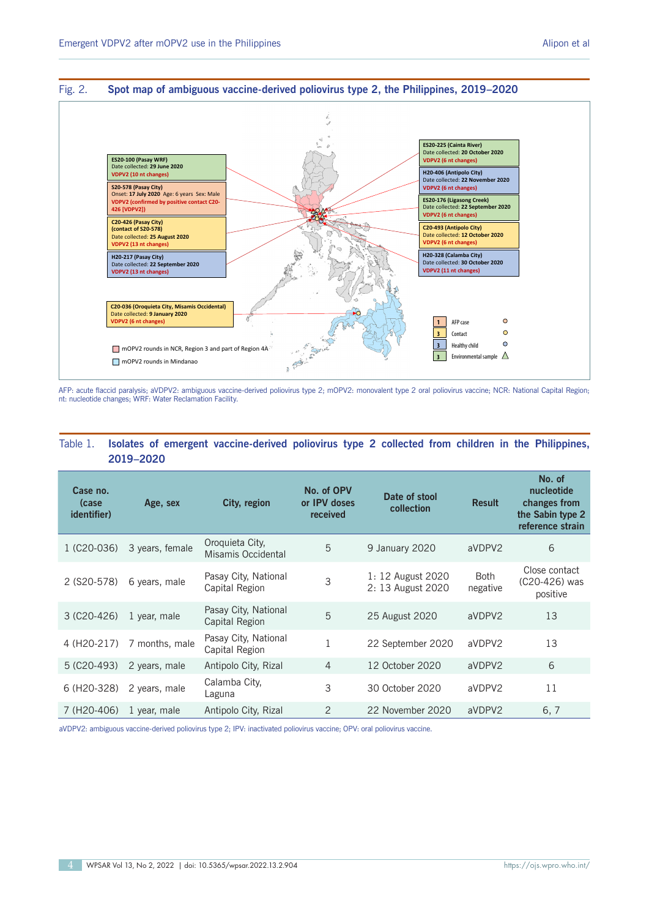Fig. 2. **Spot map of ambiguous vaccine-derived poliovirus type 2, the Philippines, 2019–2020**

ES20-100 (Pasay WRF)
Date collected: 29 June 2020
VDPV2 (10 nt changes)

S20-578 (Pasay City)
Onset: 17 July 2020 Age: 6 years Sex: Male
VDPV2 (confirmed by positive contact C20-426 [VDPV2])

C20-426 (Pasay City)
(contact of S20-578)
Date collected: 25 August 2020
VDPV2 (13 nt changes)

H20-217 (Pasay City)
Date collected: 22 September 2020
VDPV2 (13 nt changes)

C20-036 (Oroquieta City, Misamis Occidental)
Date collected: 9 January 2020
VDPV2 (6 nt changes)

ES20-225 (Cainta River)
Date collected: 20 October 2020
VDPV2 (6 nt changes)

H20-406 (Antipolo City)
Date collected: 22 November 2020
VDPV2 (6 nt changes)

ES20-176 (Ligasong Creek)
Date collected: 22 September 2020
VDPV2 (6 nt changes)

C20-493 (Antipolo City)
Date collected: 12 October 2020
VDPV2 (6 nt changes)

H20-328 (Calamba City)
Date collected: 30 October 2020
VDPV2 (11 nt changes)

mOPV2 rounds in NCR, Region 3 and part of Region 4A
mOPV2 rounds in Mindanao

1 AFP case
3 Contact
3 Healthy child
3 Environmental sample

AFP: acute flaccid paralysis; aVDPV2: ambiguous vaccine-derived poliovirus type 2; mOPV2: monovalent type 2 oral poliovirus vaccine; NCR: National Capital Region; nt: nucleotide changes; WRF: Water Reclamation Facility.

Table 1. **Isolates of emergent vaccine-derived poliovirus type 2 collected from children in the Philippines, 2019–2020**

| Case no. (case identifier) | Age, sex | City, region | No. of OPV or IPV doses received | Date of stool collection | Result | No. of nucleotide changes from the Sabin type 2 reference strain |
|---|---|---|---|---|---|---|
| 1 (C20-036) | 3 years, female | Oroquieta City, Misamis Occidental | 5 | 9 January 2020 | aVDPV2 | 6 |
| 2 (S20-578) | 6 years, male | Pasay City, National Capital Region | 3 | 1: 12 August 2020<br>2: 13 August 2020 | Both negative | Close contact (C20-426) was positive |
| 3 (C20-426) | 1 year, male | Pasay City, National Capital Region | 5 | 25 August 2020 | aVDPV2 | 13 |
| 4 (H20-217) | 7 months, male | Pasay City, National Capital Region | 1 | 22 September 2020 | aVDPV2 | 13 |
| 5 (C20-493) | 2 years, male | Antipolo City, Rizal | 4 | 12 October 2020 | aVDPV2 | 6 |
| 6 (H20-328) | 2 years, male | Calamba City, Laguna | 3 | 30 October 2020 | aVDPV2 | 11 |
| 7 (H20-406) | 1 year, male | Antipolo City, Rizal | 2 | 22 November 2020 | aVDPV2 | 6, 7 |

aVDPV2: ambiguous vaccine-derived poliovirus type 2; IPV: inactivated poliovirus vaccine; OPV: oral poliovirus vaccine.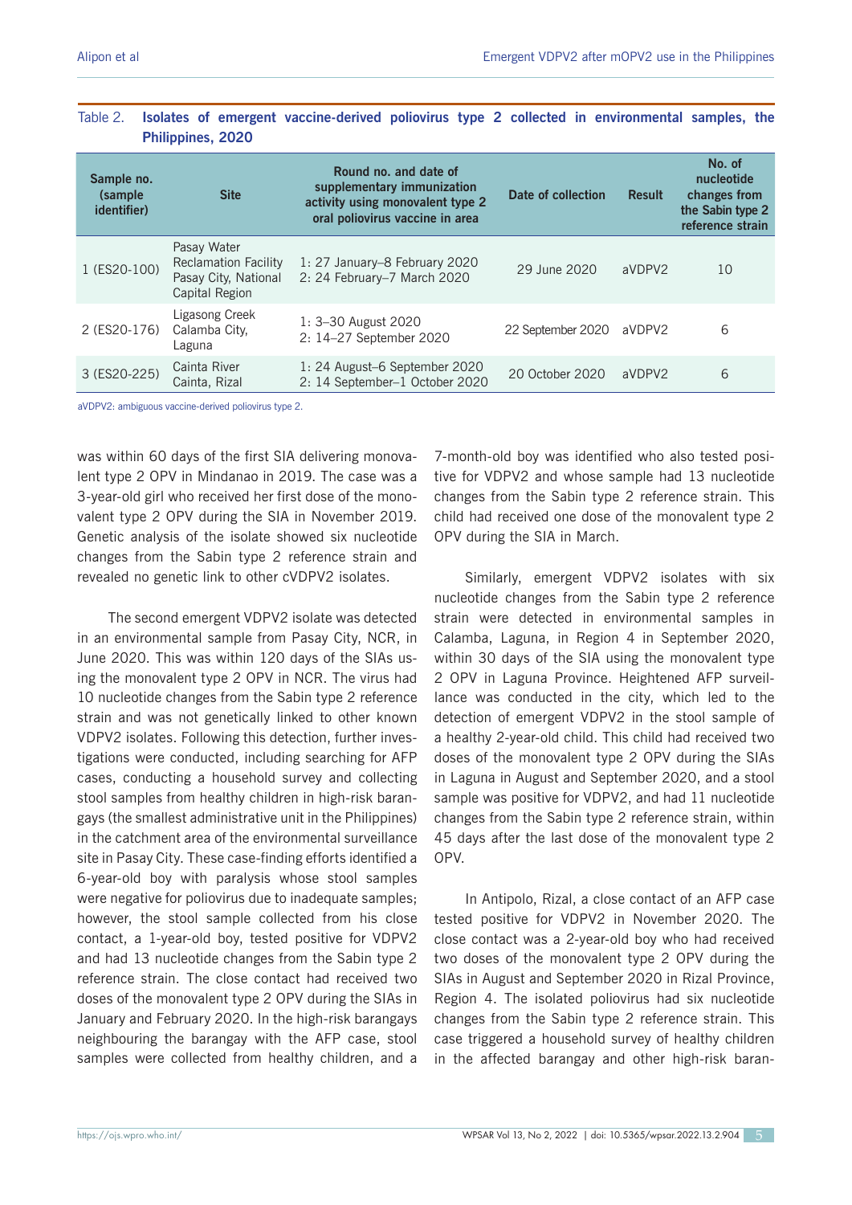Table 2. **Isolates of emergent vaccine-derived poliovirus type 2 collected in environmental samples, the Philippines, 2020**

| Sample no. (sample identifier) | Site | Round no. and date of supplementary immunization activity using monovalent type 2 oral poliovirus vaccine in area | Date of collection | Result | No. of nucleotide changes from the Sabin type 2 reference strain |
|---|---|---|---|---|---|
| 1 (ES20-100) | Pasay Water Reclamation Facility Pasay City, National Capital Region | 1: 27 January–8 February 2020<br>2: 24 February–7 March 2020 | 29 June 2020 | aVDPV2 | 10 |
| 2 (ES20-176) | Ligasong Creek Calamba City, Laguna | 1: 3–30 August 2020<br>2: 14–27 September 2020 | 22 September 2020 | aVDPV2 | 6 |
| 3 (ES20-225) | Cainta River Cainta, Rizal | 1: 24 August–6 September 2020<br>2: 14 September–1 October 2020 | 20 October 2020 | aVDPV2 | 6 |

aVDPV2: ambiguous vaccine-derived poliovirus type 2.

was within 60 days of the first SIA delivering monovalent type 2 OPV in Mindanao in 2019. The case was a 3-year-old girl who received her first dose of the monovalent type 2 OPV during the SIA in November 2019. Genetic analysis of the isolate showed six nucleotide changes from the Sabin type 2 reference strain and revealed no genetic link to other cVDPV2 isolates.

The second emergent VDPV2 isolate was detected in an environmental sample from Pasay City, NCR, in June 2020. This was within 120 days of the SIAs using the monovalent type 2 OPV in NCR. The virus had 10 nucleotide changes from the Sabin type 2 reference strain and was not genetically linked to other known VDPV2 isolates. Following this detection, further investigations were conducted, including searching for AFP cases, conducting a household survey and collecting stool samples from healthy children in high-risk barangays (the smallest administrative unit in the Philippines) in the catchment area of the environmental surveillance site in Pasay City. These case-finding efforts identified a 6-year-old boy with paralysis whose stool samples were negative for poliovirus due to inadequate samples; however, the stool sample collected from his close contact, a 1-year-old boy, tested positive for VDPV2 and had 13 nucleotide changes from the Sabin type 2 reference strain. The close contact had received two doses of the monovalent type 2 OPV during the SIAs in January and February 2020. In the high-risk barangays neighbouring the barangay with the AFP case, stool samples were collected from healthy children, and a 7-month-old boy was identified who also tested positive for VDPV2 and whose sample had 13 nucleotide changes from the Sabin type 2 reference strain. This child had received one dose of the monovalent type 2 OPV during the SIA in March.

Similarly, emergent VDPV2 isolates with six nucleotide changes from the Sabin type 2 reference strain were detected in environmental samples in Calamba, Laguna, in Region 4 in September 2020, within 30 days of the SIA using the monovalent type 2 OPV in Laguna Province. Heightened AFP surveillance was conducted in the city, which led to the detection of emergent VDPV2 in the stool sample of a healthy 2-year-old child. This child had received two doses of the monovalent type 2 OPV during the SIAs in Laguna in August and September 2020, and a stool sample was positive for VDPV2, and had 11 nucleotide changes from the Sabin type 2 reference strain, within 45 days after the last dose of the monovalent type 2 OPV.

In Antipolo, Rizal, a close contact of an AFP case tested positive for VDPV2 in November 2020. The close contact was a 2-year-old boy who had received two doses of the monovalent type 2 OPV during the SIAs in August and September 2020 in Rizal Province, Region 4. The isolated poliovirus had six nucleotide changes from the Sabin type 2 reference strain. This case triggered a household survey of healthy children in the affected barangay and other high-risk baran-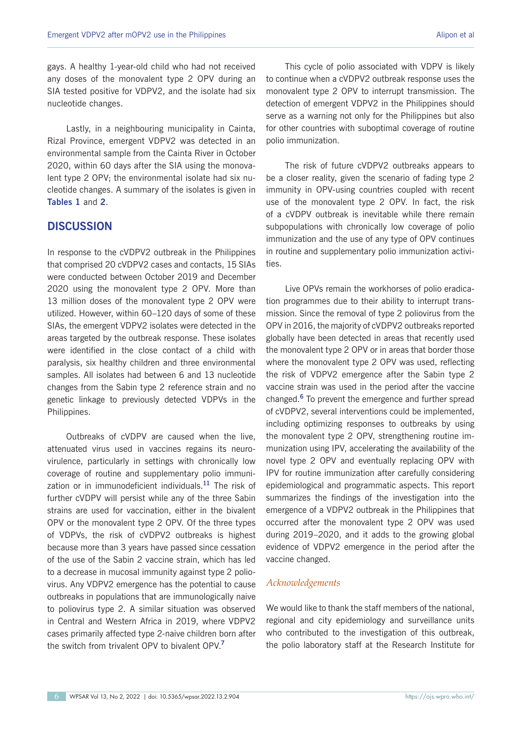gays. A healthy 1-year-old child who had not received any doses of the monovalent type 2 OPV during an SIA tested positive for VDPV2, and the isolate had six nucleotide changes.

Lastly, in a neighbouring municipality in Cainta, Rizal Province, emergent VDPV2 was detected in an environmental sample from the Cainta River in October 2020, within 60 days after the SIA using the monovalent type 2 OPV; the environmental isolate had six nucleotide changes. A summary of the isolates is given in **Tables 1** and **2**.

## DISCUSSION

In response to the cVDPV2 outbreak in the Philippines that comprised 20 cVDPV2 cases and contacts, 15 SIAs were conducted between October 2019 and December 2020 using the monovalent type 2 OPV. More than 13 million doses of the monovalent type 2 OPV were utilized. However, within 60–120 days of some of these SIAs, the emergent VDPV2 isolates were detected in the areas targeted by the outbreak response. These isolates were identified in the close contact of a child with paralysis, six healthy children and three environmental samples. All isolates had between 6 and 13 nucleotide changes from the Sabin type 2 reference strain and no genetic linkage to previously detected VDPVs in the Philippines.

Outbreaks of cVDPV are caused when the live, attenuated virus used in vaccines regains its neurovirulence, particularly in settings with chronically low coverage of routine and supplementary polio immunization or in immunodeficient individuals.[11] The risk of further cVDPV will persist while any of the three Sabin strains are used for vaccination, either in the bivalent OPV or the monovalent type 2 OPV. Of the three types of VDPVs, the risk of cVDPV2 outbreaks is highest because more than 3 years have passed since cessation of the use of the Sabin 2 vaccine strain, which has led to a decrease in mucosal immunity against type 2 poliovirus. Any VDPV2 emergence has the potential to cause outbreaks in populations that are immunologically naive to poliovirus type 2. A similar situation was observed in Central and Western Africa in 2019, where VDPV2 cases primarily affected type 2-naive children born after the switch from trivalent OPV to bivalent OPV.[7]

This cycle of polio associated with VDPV is likely to continue when a cVDPV2 outbreak response uses the monovalent type 2 OPV to interrupt transmission. The detection of emergent VDPV2 in the Philippines should serve as a warning not only for the Philippines but also for other countries with suboptimal coverage of routine polio immunization.

The risk of future cVDPV2 outbreaks appears to be a closer reality, given the scenario of fading type 2 immunity in OPV-using countries coupled with recent use of the monovalent type 2 OPV. In fact, the risk of a cVDPV outbreak is inevitable while there remain subpopulations with chronically low coverage of polio immunization and the use of any type of OPV continues in routine and supplementary polio immunization activities.

Live OPVs remain the workhorses of polio eradication programmes due to their ability to interrupt transmission. Since the removal of type 2 poliovirus from the OPV in 2016, the majority of cVDPV2 outbreaks reported globally have been detected in areas that recently used the monovalent type 2 OPV or in areas that border those where the monovalent type 2 OPV was used, reflecting the risk of VDPV2 emergence after the Sabin type 2 vaccine strain was used in the period after the vaccine changed.[6] To prevent the emergence and further spread of cVDPV2, several interventions could be implemented, including optimizing responses to outbreaks by using the monovalent type 2 OPV, strengthening routine immunization using IPV, accelerating the availability of the novel type 2 OPV and eventually replacing OPV with IPV for routine immunization after carefully considering epidemiological and programmatic aspects. This report summarizes the findings of the investigation into the emergence of a VDPV2 outbreak in the Philippines that occurred after the monovalent type 2 OPV was used during 2019–2020, and it adds to the growing global evidence of VDPV2 emergence in the period after the vaccine changed.

### *Acknowledgements*

We would like to thank the staff members of the national, regional and city epidemiology and surveillance units who contributed to the investigation of this outbreak, the polio laboratory staff at the Research Institute for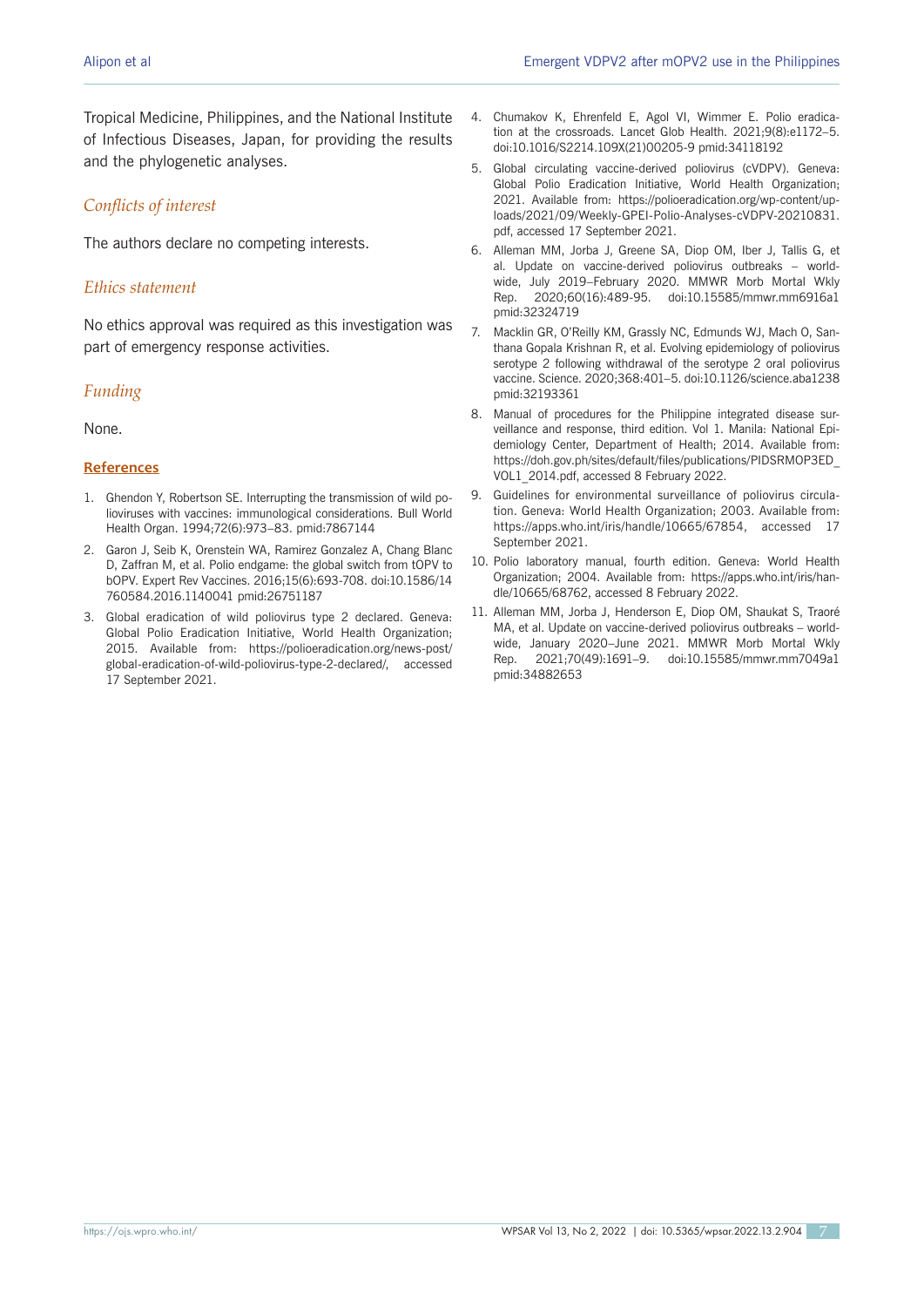Tropical Medicine, Philippines, and the National Institute of Infectious Diseases, Japan, for providing the results and the phylogenetic analyses.

## *Conflicts of interest*

The authors declare no competing interests.

## *Ethics statement*

No ethics approval was required as this investigation was part of emergency response activities.

## *Funding*

None.

## References

1. Ghendon Y, Robertson SE. Interrupting the transmission of wild polioviruses with vaccines: immunological considerations. Bull World Health Organ. 1994;72(6):973–83. pmid:7867144
2. Garon J, Seib K, Orenstein WA, Ramirez Gonzalez A, Chang Blanc D, Zaffran M, et al. Polio endgame: the global switch from tOPV to bOPV. Expert Rev Vaccines. 2016;15(6):693-708. doi:10.1586/14760584.2016.1140041 pmid:26751187
3. Global eradication of wild poliovirus type 2 declared. Geneva: Global Polio Eradication Initiative, World Health Organization; 2015. Available from: https://polioeradication.org/news-post/global-eradication-of-wild-poliovirus-type-2-declared/, accessed 17 September 2021.
4. Chumakov K, Ehrenfeld E, Agol VI, Wimmer E. Polio eradication at the crossroads. Lancet Glob Health. 2021;9(8):e1172–5. doi:10.1016/S2214.109X(21)00205-9 pmid:34118192
5. Global circulating vaccine-derived poliovirus (cVDPV). Geneva: Global Polio Eradication Initiative, World Health Organization; 2021. Available from: https://polioeradication.org/wp-content/uploads/2021/09/Weekly-GPEI-Polio-Analyses-cVDPV-20210831.pdf, accessed 17 September 2021.
6. Alleman MM, Jorba J, Greene SA, Diop OM, Iber J, Tallis G, et al. Update on vaccine-derived poliovirus outbreaks – worldwide, July 2019–February 2020. MMWR Morb Mortal Wkly Rep. 2020;60(16):489-95. doi:10.15585/mmwr.mm6916a1 pmid:32324719
7. Macklin GR, O'Reilly KM, Grassly NC, Edmunds WJ, Mach O, Santhana Gopala Krishnan R, et al. Evolving epidemiology of poliovirus serotype 2 following withdrawal of the serotype 2 oral poliovirus vaccine. Science. 2020;368:401–5. doi:10.1126/science.aba1238 pmid:32193361
8. Manual of procedures for the Philippine integrated disease surveillance and response, third edition. Vol 1. Manila: National Epidemiology Center, Department of Health; 2014. Available from: https://doh.gov.ph/sites/default/files/publications/PIDSRMOP3ED_VOL1_2014.pdf, accessed 8 February 2022.
9. Guidelines for environmental surveillance of poliovirus circulation. Geneva: World Health Organization; 2003. Available from: https://apps.who.int/iris/handle/10665/67854, accessed 17 September 2021.
10. Polio laboratory manual, fourth edition. Geneva: World Health Organization; 2004. Available from: https://apps.who.int/iris/handle/10665/68762, accessed 8 February 2022.
11. Alleman MM, Jorba J, Henderson E, Diop OM, Shaukat S, Traoré MA, et al. Update on vaccine-derived poliovirus outbreaks – worldwide, January 2020–June 2021. MMWR Morb Mortal Wkly Rep. 2021;70(49):1691–9. doi:10.15585/mmwr.mm7049a1 pmid:34882653